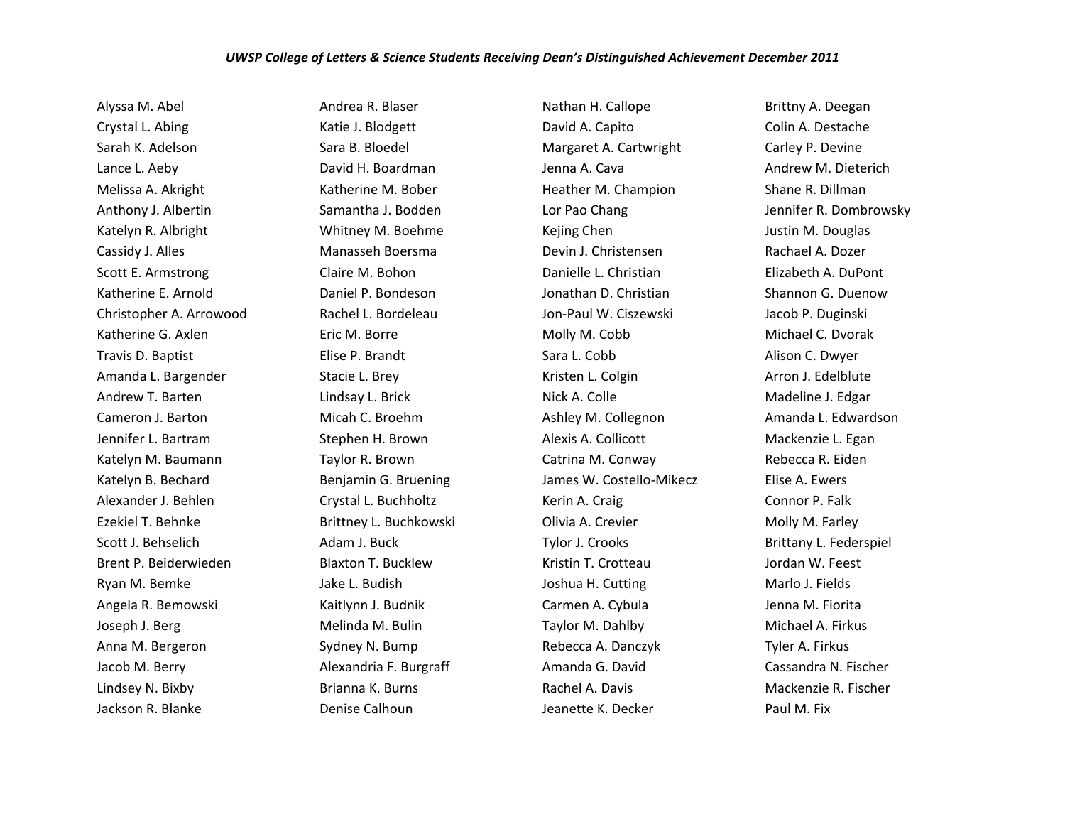*UWSP College of Letters & Science Students Receiving Dean's Distinguished Achievement December 2011*

Alyssa M. Abel
Crystal L. Abing
Sarah K. Adelson
Lance L. Aeby
Melissa A. Akright
Anthony J. Albertin
Katelyn R. Albright
Cassidy J. Alles
Scott E. Armstrong
Katherine E. Arnold
Christopher A. Arrowood
Katherine G. Axlen
Travis D. Baptist
Amanda L. Bargender
Andrew T. Barten
Cameron J. Barton
Jennifer L. Bartram
Katelyn M. Baumann
Katelyn B. Bechard
Alexander J. Behlen
Ezekiel T. Behnke
Scott J. Behselich
Brent P. Beiderwieden
Ryan M. Bemke
Angela R. Bemowski
Joseph J. Berg
Anna M. Bergeron
Jacob M. Berry
Lindsey N. Bixby
Jackson R. Blanke
Andrea R. Blaser
Katie J. Blodgett
Sara B. Bloedel
David H. Boardman
Katherine M. Bober
Samantha J. Bodden
Whitney M. Boehme
Manasseh Boersma
Claire M. Bohon
Daniel P. Bondeson
Rachel L. Bordeleau
Eric M. Borre
Elise P. Brandt
Stacie L. Brey
Lindsay L. Brick
Micah C. Broehm
Stephen H. Brown
Taylor R. Brown
Benjamin G. Bruening
Crystal L. Buchholtz
Brittney L. Buchkowski
Adam J. Buck
Blaxton T. Bucklew
Jake L. Budish
Kaitlynn J. Budnik
Melinda M. Bulin
Sydney N. Bump
Alexandria F. Burgraff
Brianna K. Burns
Denise Calhoun
Nathan H. Callope
David A. Capito
Margaret A. Cartwright
Jenna A. Cava
Heather M. Champion
Lor Pao Chang
Kejing Chen
Devin J. Christensen
Danielle L. Christian
Jonathan D. Christian
Jon-Paul W. Ciszewski
Molly M. Cobb
Sara L. Cobb
Kristen L. Colgin
Nick A. Colle
Ashley M. Collegnon
Alexis A. Collicott
Catrina M. Conway
James W. Costello-Mikecz
Kerin A. Craig
Olivia A. Crevier
Tylor J. Crooks
Kristin T. Crotteau
Joshua H. Cutting
Carmen A. Cybula
Taylor M. Dahlby
Rebecca A. Danczyk
Amanda G. David
Rachel A. Davis
Jeanette K. Decker
Brittny A. Deegan
Colin A. Destache
Carley P. Devine
Andrew M. Dieterich
Shane R. Dillman
Jennifer R. Dombrowsky
Justin M. Douglas
Rachael A. Dozer
Elizabeth A. DuPont
Shannon G. Duenow
Jacob P. Duginski
Michael C. Dvorak
Alison C. Dwyer
Arron J. Edelblute
Madeline J. Edgar
Amanda L. Edwardson
Mackenzie L. Egan
Rebecca R. Eiden
Elise A. Ewers
Connor P. Falk
Molly M. Farley
Brittany L. Federspiel
Jordan W. Feest
Marlo J. Fields
Jenna M. Fiorita
Michael A. Firkus
Tyler A. Firkus
Cassandra N. Fischer
Mackenzie R. Fischer
Paul M. Fix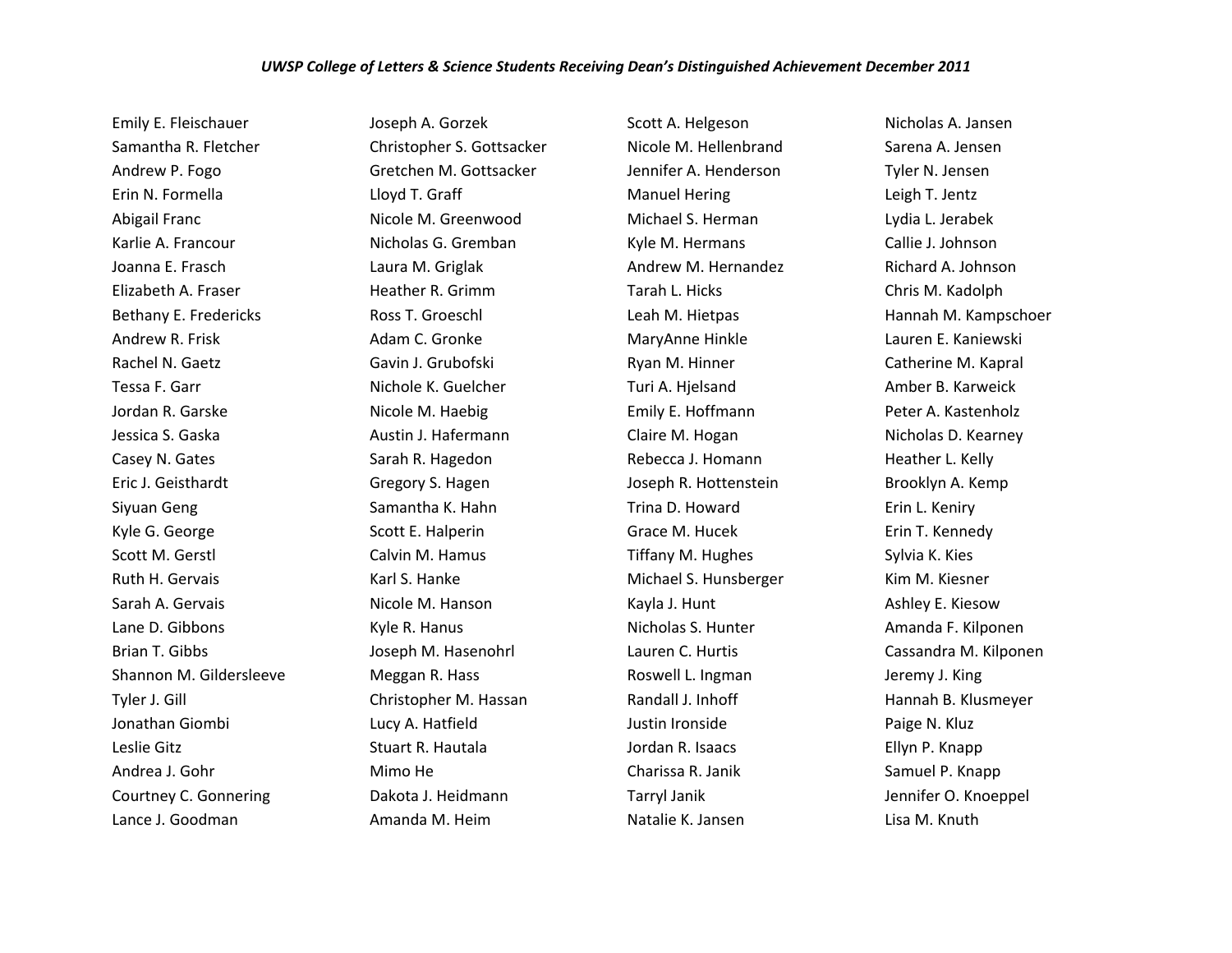*UWSP College of Letters & Science Students Receiving Dean's Distinguished Achievement December 2011*

Emily E. Fleischauer
Samantha R. Fletcher
Andrew P. Fogo
Erin N. Formella
Abigail Franc
Karlie A. Francour
Joanna E. Frasch
Elizabeth A. Fraser
Bethany E. Fredericks
Andrew R. Frisk
Rachel N. Gaetz
Tessa F. Garr
Jordan R. Garske
Jessica S. Gaska
Casey N. Gates
Eric J. Geisthardt
Siyuan Geng
Kyle G. George
Scott M. Gerstl
Ruth H. Gervais
Sarah A. Gervais
Lane D. Gibbons
Brian T. Gibbs
Shannon M. Gildersleeve
Tyler J. Gill
Jonathan Giombi
Leslie Gitz
Andrea J. Gohr
Courtney C. Gonnering
Lance J. Goodman
Joseph A. Gorzek
Christopher S. Gottsacker
Gretchen M. Gottsacker
Lloyd T. Graff
Nicole M. Greenwood
Nicholas G. Gremban
Laura M. Griglak
Heather R. Grimm
Ross T. Groeschl
Adam C. Gronke
Gavin J. Grubofski
Nichole K. Guelcher
Nicole M. Haebig
Austin J. Hafermann
Sarah R. Hagedon
Gregory S. Hagen
Samantha K. Hahn
Scott E. Halperin
Calvin M. Hamus
Karl S. Hanke
Nicole M. Hanson
Kyle R. Hanus
Joseph M. Hasenohrl
Meggan R. Hass
Christopher M. Hassan
Lucy A. Hatfield
Stuart R. Hautala
Mimo He
Dakota J. Heidmann
Amanda M. Heim
Scott A. Helgeson
Nicole M. Hellenbrand
Jennifer A. Henderson
Manuel Hering
Michael S. Herman
Kyle M. Hermans
Andrew M. Hernandez
Tarah L. Hicks
Leah M. Hietpas
MaryAnne Hinkle
Ryan M. Hinner
Turi A. Hjelsand
Emily E. Hoffmann
Claire M. Hogan
Rebecca J. Homann
Joseph R. Hottenstein
Trina D. Howard
Grace M. Hucek
Tiffany M. Hughes
Michael S. Hunsberger
Kayla J. Hunt
Nicholas S. Hunter
Lauren C. Hurtis
Roswell L. Ingman
Randall J. Inhoff
Justin Ironside
Jordan R. Isaacs
Charissa R. Janik
Tarryl Janik
Natalie K. Jansen
Nicholas A. Jansen
Sarena A. Jensen
Tyler N. Jensen
Leigh T. Jentz
Lydia L. Jerabek
Callie J. Johnson
Richard A. Johnson
Chris M. Kadolph
Hannah M. Kampschoer
Lauren E. Kaniewski
Catherine M. Kapral
Amber B. Karweick
Peter A. Kastenholz
Nicholas D. Kearney
Heather L. Kelly
Brooklyn A. Kemp
Erin L. Keniry
Erin T. Kennedy
Sylvia K. Kies
Kim M. Kiesner
Ashley E. Kiesow
Amanda F. Kilponen
Cassandra M. Kilponen
Jeremy J. King
Hannah B. Klusmeyer
Paige N. Kluz
Ellyn P. Knapp
Samuel P. Knapp
Jennifer O. Knoeppel
Lisa M. Knuth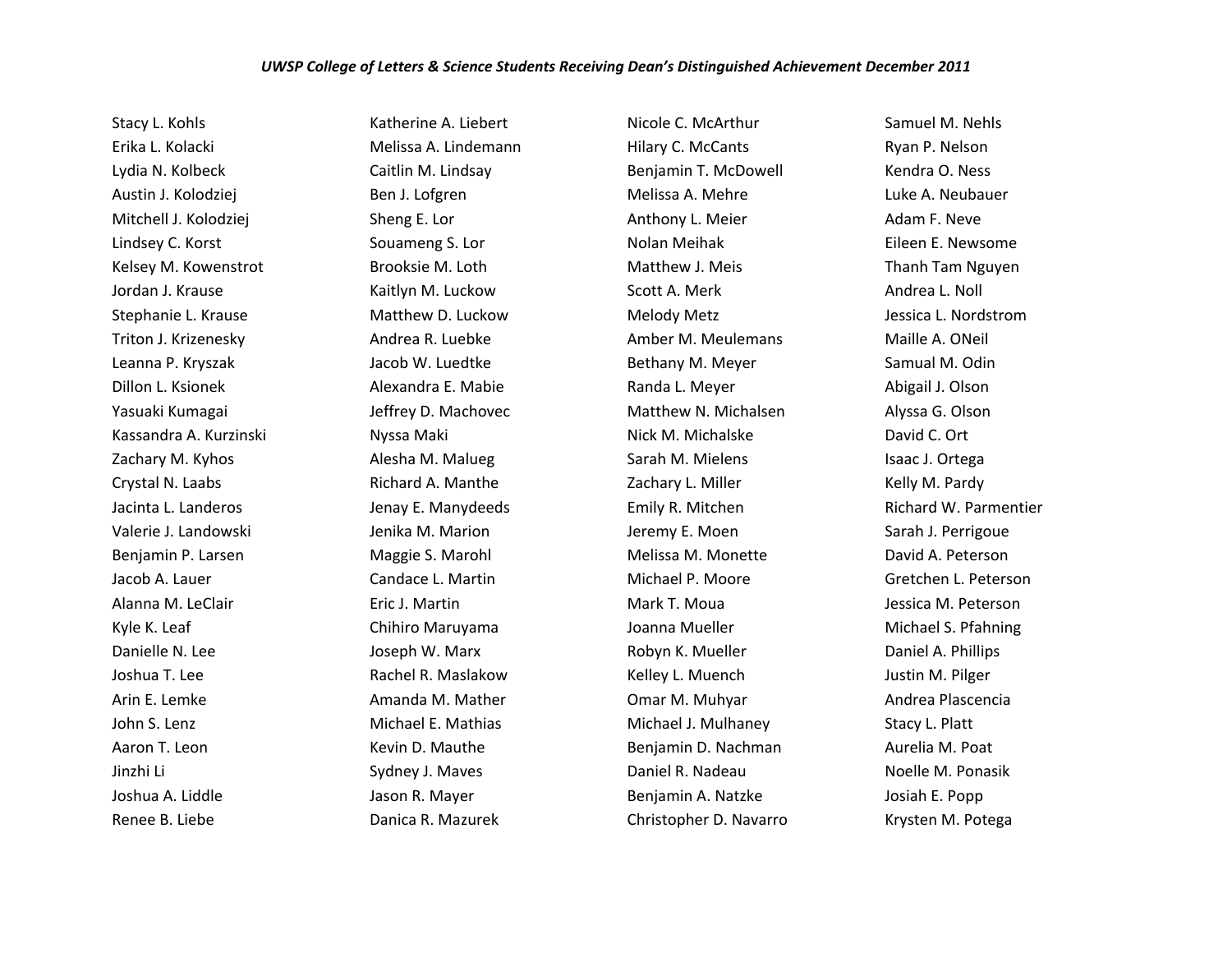*UWSP College of Letters & Science Students Receiving Dean's Distinguished Achievement December 2011*

Stacy L. Kohls
Erika L. Kolacki
Lydia N. Kolbeck
Austin J. Kolodziej
Mitchell J. Kolodziej
Lindsey C. Korst
Kelsey M. Kowenstrot
Jordan J. Krause
Stephanie L. Krause
Triton J. Krizenesky
Leanna P. Kryszak
Dillon L. Ksionek
Yasuaki Kumagai
Kassandra A. Kurzinski
Zachary M. Kyhos
Crystal N. Laabs
Jacinta L. Landeros
Valerie J. Landowski
Benjamin P. Larsen
Jacob A. Lauer
Alanna M. LeClair
Kyle K. Leaf
Danielle N. Lee
Joshua T. Lee
Arin E. Lemke
John S. Lenz
Aaron T. Leon
Jinzhi Li
Joshua A. Liddle
Renee B. Liebe

Katherine A. Liebert
Melissa A. Lindemann
Caitlin M. Lindsay
Ben J. Lofgren
Sheng E. Lor
Souameng S. Lor
Brooksie M. Loth
Kaitlyn M. Luckow
Matthew D. Luckow
Andrea R. Luebke
Jacob W. Luedtke
Alexandra E. Mabie
Jeffrey D. Machovec
Nyssa Maki
Alesha M. Malueg
Richard A. Manthe
Jenay E. Manydeeds
Jenika M. Marion
Maggie S. Marohl
Candace L. Martin
Eric J. Martin
Chihiro Maruyama
Joseph W. Marx
Rachel R. Maslakow
Amanda M. Mather
Michael E. Mathias
Kevin D. Mauthe
Sydney J. Maves
Jason R. Mayer
Danica R. Mazurek

Nicole C. McArthur
Hilary C. McCants
Benjamin T. McDowell
Melissa A. Mehre
Anthony L. Meier
Nolan Meihak
Matthew J. Meis
Scott A. Merk
Melody Metz
Amber M. Meulemans
Bethany M. Meyer
Randa L. Meyer
Matthew N. Michalsen
Nick M. Michalske
Sarah M. Mielens
Zachary L. Miller
Emily R. Mitchen
Jeremy E. Moen
Melissa M. Monette
Michael P. Moore
Mark T. Moua
Joanna Mueller
Robyn K. Mueller
Kelley L. Muench
Omar M. Muhyar
Michael J. Mulhaney
Benjamin D. Nachman
Daniel R. Nadeau
Benjamin A. Natzke
Christopher D. Navarro

Samuel M. Nehls
Ryan P. Nelson
Kendra O. Ness
Luke A. Neubauer
Adam F. Neve
Eileen E. Newsome
Thanh Tam Nguyen
Andrea L. Noll
Jessica L. Nordstrom
Maille A. ONeil
Samual M. Odin
Abigail J. Olson
Alyssa G. Olson
David C. Ort
Isaac J. Ortega
Kelly M. Pardy
Richard W. Parmentier
Sarah J. Perrigoue
David A. Peterson
Gretchen L. Peterson
Jessica M. Peterson
Michael S. Pfahning
Daniel A. Phillips
Justin M. Pilger
Andrea Plascencia
Stacy L. Platt
Aurelia M. Poat
Noelle M. Ponasik
Josiah E. Popp
Krysten M. Potega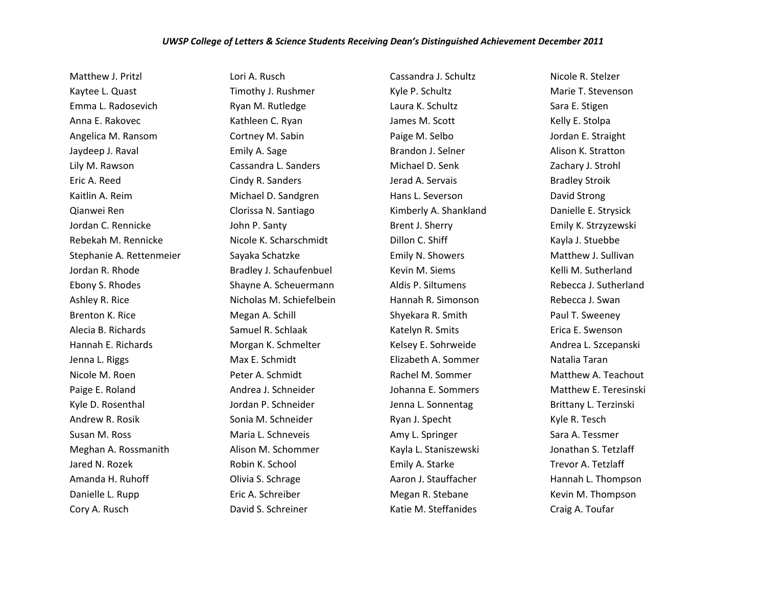*UWSP College of Letters & Science Students Receiving Dean's Distinguished Achievement December 2011*

Matthew J. Pritzl
Kaytee L. Quast
Emma L. Radosevich
Anna E. Rakovec
Angelica M. Ransom
Jaydeep J. Raval
Lily M. Rawson
Eric A. Reed
Kaitlin A. Reim
Qianwei Ren
Jordan C. Rennicke
Rebekah M. Rennicke
Stephanie A. Rettenmeier
Jordan R. Rhode
Ebony S. Rhodes
Ashley R. Rice
Brenton K. Rice
Alecia B. Richards
Hannah E. Richards
Jenna L. Riggs
Nicole M. Roen
Paige E. Roland
Kyle D. Rosenthal
Andrew R. Rosik
Susan M. Ross
Meghan A. Rossmanith
Jared N. Rozek
Amanda H. Ruhoff
Danielle L. Rupp
Cory A. Rusch
Lori A. Rusch
Timothy J. Rushmer
Ryan M. Rutledge
Kathleen C. Ryan
Cortney M. Sabin
Emily A. Sage
Cassandra L. Sanders
Cindy R. Sanders
Michael D. Sandgren
Clorissa N. Santiago
John P. Santy
Nicole K. Scharschmidt
Sayaka Schatzke
Bradley J. Schaufenbuel
Shayne A. Scheuermann
Nicholas M. Schiefelbein
Megan A. Schill
Samuel R. Schlaak
Morgan K. Schmelter
Max E. Schmidt
Peter A. Schmidt
Andrea J. Schneider
Jordan P. Schneider
Sonia M. Schneider
Maria L. Schneveis
Alison M. Schommer
Robin K. School
Olivia S. Schrage
Eric A. Schreiber
David S. Schreiner
Cassandra J. Schultz
Kyle P. Schultz
Laura K. Schultz
James M. Scott
Paige M. Selbo
Brandon J. Selner
Michael D. Senk
Jerad A. Servais
Hans L. Severson
Kimberly A. Shankland
Brent J. Sherry
Dillon C. Shiff
Emily N. Showers
Kevin M. Siems
Aldis P. Siltumens
Hannah R. Simonson
Shyekara R. Smith
Katelyn R. Smits
Kelsey E. Sohrweide
Elizabeth A. Sommer
Rachel M. Sommer
Johanna E. Sommers
Jenna L. Sonnentag
Ryan J. Specht
Amy L. Springer
Kayla L. Staniszewski
Emily A. Starke
Aaron J. Stauffacher
Megan R. Stebane
Katie M. Steffanides
Nicole R. Stelzer
Marie T. Stevenson
Sara E. Stigen
Kelly E. Stolpa
Jordan E. Straight
Alison K. Stratton
Zachary J. Strohl
Bradley Stroik
David Strong
Danielle E. Strysick
Emily K. Strzyzewski
Kayla J. Stuebbe
Matthew J. Sullivan
Kelli M. Sutherland
Rebecca J. Sutherland
Rebecca J. Swan
Paul T. Sweeney
Erica E. Swenson
Andrea L. Szcepanski
Natalia Taran
Matthew A. Teachout
Matthew E. Teresinski
Brittany L. Terzinski
Kyle R. Tesch
Sara A. Tessmer
Jonathan S. Tetzlaff
Trevor A. Tetzlaff
Hannah L. Thompson
Kevin M. Thompson
Craig A. Toufar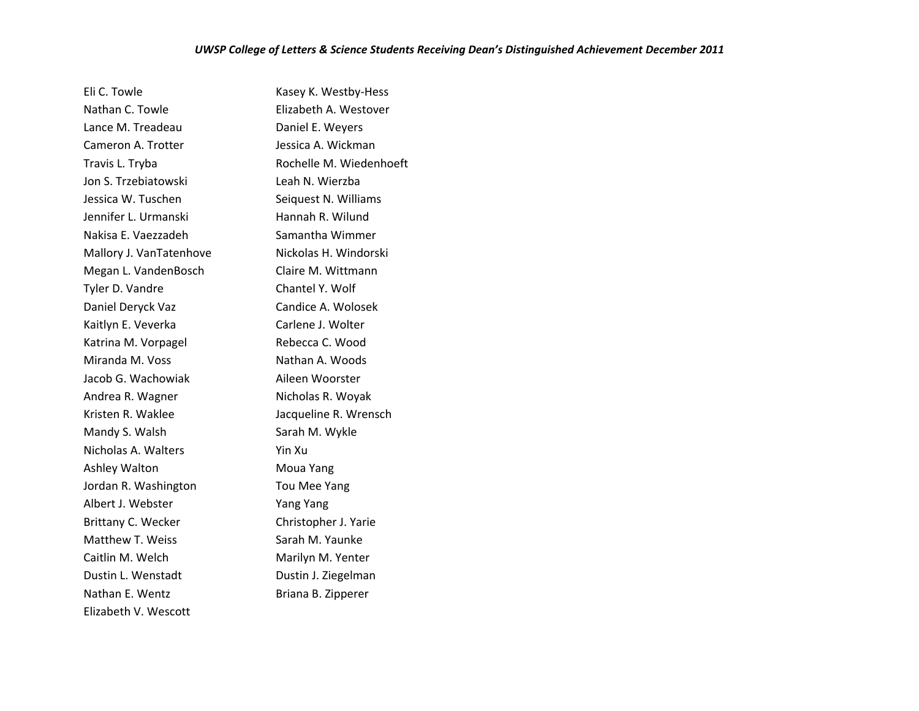Eli C. Towle
Nathan C. Towle
Lance M. Treadeau
Cameron A. Trotter
Travis L. Tryba
Jon S. Trzebiatowski
Jessica W. Tuschen
Jennifer L. Urmanski
Nakisa E. Vaezzadeh
Mallory J. VanTatenhove
Megan L. VandenBosch
Tyler D. Vandre
Daniel Deryck Vaz
Kaitlyn E. Veverka
Katrina M. Vorpagel
Miranda M. Voss
Jacob G. Wachowiak
Andrea R. Wagner
Kristen R. Waklee
Mandy S. Walsh
Nicholas A. Walters
Ashley Walton
Jordan R. Washington
Albert J. Webster
Brittany C. Wecker
Matthew T. Weiss
Caitlin M. Welch
Dustin L. Wenstadt
Nathan E. Wentz
Elizabeth V. Wescott
Kasey K. Westby-Hess
Elizabeth A. Westover
Daniel E. Weyers
Jessica A. Wickman
Rochelle M. Wiedenhoeft
Leah N. Wierzba
Seiquest N. Williams
Hannah R. Wilund
Samantha Wimmer
Nickolas H. Windorski
Claire M. Wittmann
Chantel Y. Wolf
Candice A. Wolosek
Carlene J. Wolter
Rebecca C. Wood
Nathan A. Woods
Aileen Woorster
Nicholas R. Woyak
Jacqueline R. Wrensch
Sarah M. Wykle
Yin Xu
Moua Yang
Tou Mee Yang
Yang Yang
Christopher J. Yarie
Sarah M. Yaunke
Marilyn M. Yenter
Dustin J. Ziegelman
Briana B. Zipperer